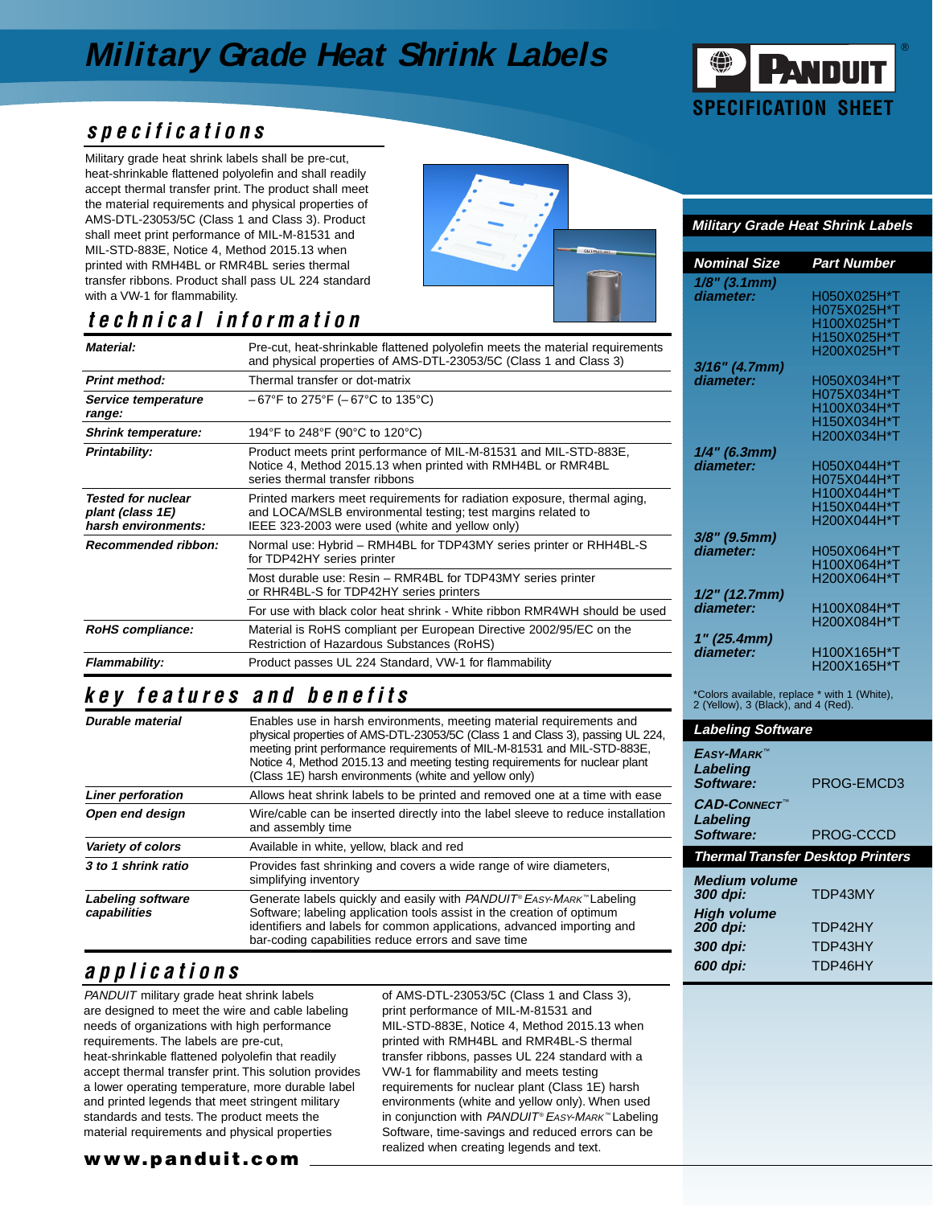# Military Grade Heat Shrink Labels

PANDUIT® SPECIFICATION SHEET

## specifications

Military grade heat shrink labels shall be pre-cut, heat-shrinkable flattened polyolefin and shall readily accept thermal transfer print. The product shall meet the material requirements and physical properties of AMS-DTL-23053/5C (Class 1 and Class 3). Product shall meet print performance of MIL-M-81531 and MIL-STD-883E, Notice 4, Method 2015.13 when printed with RMH4BL or RMR4BL series thermal transfer ribbons. Product shall pass UL 224 standard with a VW-1 for flammability.

## technical information

| | |
|---|---|
| ***Material:*** | Pre-cut, heat-shrinkable flattened polyolefin meets the material requirements and physical properties of AMS-DTL-23053/5C (Class 1 and Class 3) |
| ***Print method:*** | Thermal transfer or dot-matrix |
| ***Service temperature range:*** | – 67°F to 275°F (– 67°C to 135°C) |
| ***Shrink temperature:*** | 194°F to 248°F (90°C to 120°C) |
| ***Printability:*** | Product meets print performance of MIL-M-81531 and MIL-STD-883E, Notice 4, Method 2015.13 when printed with RMH4BL or RMR4BL series thermal transfer ribbons |
| ***Tested for nuclear plant (class 1E) harsh environments:*** | Printed markers meet requirements for radiation exposure, thermal aging, and LOCA/MSLB environmental testing; test margins related to IEEE 323-2003 were used (white and yellow only) |
| ***Recommended ribbon:*** | Normal use: Hybrid – RMH4BL for TDP43MY series printer or RHH4BL-S for TDP42HY series printer |
| | Most durable use: Resin – RMR4BL for TDP43MY series printer or RHR4BL-S for TDP42HY series printers |
| | For use with black color heat shrink - White ribbon RMR4WH should be used |
| ***RoHS compliance:*** | Material is RoHS compliant per European Directive 2002/95/EC on the Restriction of Hazardous Substances (RoHS) |
| ***Flammability:*** | Product passes UL 224 Standard, VW-1 for flammability |

## key features and benefits

| | |
|---|---|
| ***Durable material*** | Enables use in harsh environments, meeting material requirements and physical properties of AMS-DTL-23053/5C (Class 1 and Class 3), passing UL 224, meeting print performance requirements of MIL-M-81531 and MIL-STD-883E, Notice 4, Method 2015.13 and meeting testing requirements for nuclear plant (Class 1E) harsh environments (white and yellow only) |
| ***Liner perforation*** | Allows heat shrink labels to be printed and removed one at a time with ease |
| ***Open end design*** | Wire/cable can be inserted directly into the label sleeve to reduce installation and assembly time |
| ***Variety of colors*** | Available in white, yellow, black and red |
| ***3 to 1 shrink ratio*** | Provides fast shrinking and covers a wide range of wire diameters, simplifying inventory |
| ***Labeling software capabilities*** | Generate labels quickly and easily with *PANDUIT® EASY-MARK™* Labeling Software; labeling application tools assist in the creation of optimum identifiers and labels for common applications, advanced importing and bar-coding capabilities reduce errors and save time |

## applications

*PANDUIT* military grade heat shrink labels are designed to meet the wire and cable labeling needs of organizations with high performance requirements. The labels are pre-cut, heat-shrinkable flattened polyolefin that readily accept thermal transfer print. This solution provides a lower operating temperature, more durable label and printed legends that meet stringent military standards and tests. The product meets the material requirements and physical properties of AMS-DTL-23053/5C (Class 1 and Class 3), print performance of MIL-M-81531 and MIL-STD-883E, Notice 4, Method 2015.13 when printed with RMH4BL and RMR4BL-S thermal transfer ribbons, passes UL 224 standard with a VW-1 for flammability and meets testing requirements for nuclear plant (Class 1E) harsh environments (white and yellow only). When used in conjunction with *PANDUIT® EASY-MARK™* Labeling Software, time-savings and reduced errors can be realized when creating legends and text.

### Military Grade Heat Shrink Labels

| Nominal Size | Part Number |
|---|---|
| ***1/8" (3.1mm) diameter:*** | H050X025H*T<br>H075X025H*T<br>H100X025H*T<br>H150X025H*T<br>H200X025H*T |
| ***3/16" (4.7mm) diameter:*** | H050X034H*T<br>H075X034H*T<br>H100X034H*T<br>H150X034H*T<br>H200X034H*T |
| ***1/4" (6.3mm) diameter:*** | H050X044H*T<br>H075X044H*T<br>H100X044H*T<br>H150X044H*T<br>H200X044H*T |
| ***3/8" (9.5mm) diameter:*** | H050X064H*T<br>H100X064H*T<br>H200X064H*T |
| ***1/2" (12.7mm) diameter:*** | H100X084H*T<br>H200X084H*T |
| ***1" (25.4mm) diameter:*** | H100X165H*T<br>H200X165H*T |

*Colors available, replace * with 1 (White), 2 (Yellow), 3 (Black), and 4 (Red).

### Labeling Software

| | |
|---|---|
| ***EASY-MARK™ Labeling Software:*** | PROG-EMCD3 |
| ***CAD-CONNECT™ Labeling Software:*** | PROG-CCCD |

### Thermal Transfer Desktop Printers

| | |
|---|---|
| ***Medium volume 300 dpi:*** | TDP43MY |
| ***High volume 200 dpi:*** | TDP42HY |
| ***300 dpi:*** | TDP43HY |
| ***600 dpi:*** | TDP46HY |

**www.panduit.com**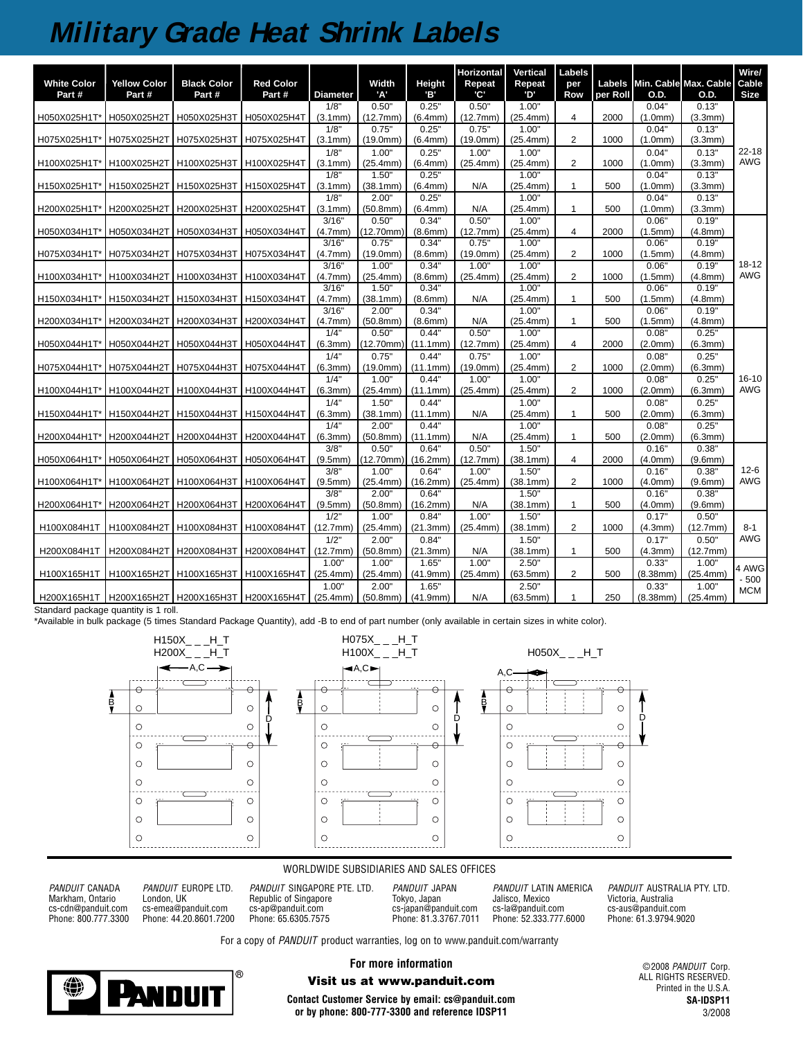# Military Grade Heat Shrink Labels

| White Color Part # | Yellow Color Part # | Black Color Part # | Red Color Part # | Diameter | Width 'A' | Height 'B' | Horizontal Repeat 'C' | Vertical Repeat 'D' | Labels per Row | Labels per Roll | Min. Cable O.D. | Max. Cable O.D. | Wire/ Cable Size |
|---|---|---|---|---|---|---|---|---|---|---|---|---|---|
| H050X025H1T* | H050X025H2T | H050X025H3T | H050X025H4T | 1/8" (3.1mm) | 0.50" (12.7mm) | 0.25" (6.4mm) | 0.50" (12.7mm) | 1.00" (25.4mm) | 4 | 2000 | 0.04" (1.0mm) | 0.13" (3.3mm) | 22-18 AWG |
| H075X025H1T* | H075X025H2T | H075X025H3T | H075X025H4T | 1/8" (3.1mm) | 0.75" (19.0mm) | 0.25" (6.4mm) | 0.75" (19.0mm) | 1.00" (25.4mm) | 2 | 1000 | 0.04" (1.0mm) | 0.13" (3.3mm) | 22-18 AWG |
| H100X025H1T* | H100X025H2T | H100X025H3T | H100X025H4T | 1/8" (3.1mm) | 1.00" (25.4mm) | 0.25" (6.4mm) | 1.00" (25.4mm) | 1.00" (25.4mm) | 2 | 1000 | 0.04" (1.0mm) | 0.13" (3.3mm) | 22-18 AWG |
| H150X025H1T* | H150X025H2T | H150X025H3T | H150X025H4T | 1/8" (3.1mm) | 1.50" (38.1mm) | 0.25" (6.4mm) | N/A | 1.00" (25.4mm) | 1 | 500 | 0.04" (1.0mm) | 0.13" (3.3mm) | 22-18 AWG |
| H200X025H1T* | H200X025H2T | H200X025H3T | H200X025H4T | 1/8" (3.1mm) | 2.00" (50.8mm) | 0.25" (6.4mm) | N/A | 1.00" (25.4mm) | 1 | 500 | 0.04" (1.0mm) | 0.13" (3.3mm) | 22-18 AWG |
| H050X034H1T* | H050X034H2T | H050X034H3T | H050X034H4T | 3/16" (4.7mm) | 0.50" (12.70mm) | 0.34" (8.6mm) | 0.50" (12.7mm) | 1.00" (25.4mm) | 4 | 2000 | 0.06" (1.5mm) | 0.19" (4.8mm) | 18-12 AWG |
| H075X034H1T* | H075X034H2T | H075X034H3T | H075X034H4T | 3/16" (4.7mm) | 0.75" (19.0mm) | 0.34" (8.6mm) | 0.75" (19.0mm) | 1.00" (25.4mm) | 2 | 1000 | 0.06" (1.5mm) | 0.19" (4.8mm) | 18-12 AWG |
| H100X034H1T* | H100X034H2T | H100X034H3T | H100X034H4T | 3/16" (4.7mm) | 1.00" (25.4mm) | 0.34" (8.6mm) | 1.00" (25.4mm) | 1.00" (25.4mm) | 2 | 1000 | 0.06" (1.5mm) | 0.19" (4.8mm) | 18-12 AWG |
| H150X034H1T* | H150X034H2T | H150X034H3T | H150X034H4T | 3/16" (4.7mm) | 1.50" (38.1mm) | 0.34" (8.6mm) | N/A | 1.00" (25.4mm) | 1 | 500 | 0.06" (1.5mm) | 0.19" (4.8mm) | 18-12 AWG |
| H200X034H1T* | H200X034H2T | H200X034H3T | H200X034H4T | 3/16" (4.7mm) | 2.00" (50.8mm) | 0.34" (8.6mm) | N/A | 1.00" (25.4mm) | 1 | 500 | 0.06" (1.5mm) | 0.19" (4.8mm) | 18-12 AWG |
| H050X044H1T* | H050X044H2T | H050X044H3T | H050X044H4T | 1/4" (6.3mm) | 0.50" (12.70mm) | 0.44" (11.1mm) | 0.50" (12.7mm) | 1.00" (25.4mm) | 4 | 2000 | 0.08" (2.0mm) | 0.25" (6.3mm) | 16-10 AWG |
| H075X044H1T* | H075X044H2T | H075X044H3T | H075X044H4T | 1/4" (6.3mm) | 0.75" (19.0mm) | 0.44" (11.1mm) | 0.75" (19.0mm) | 1.00" (25.4mm) | 2 | 1000 | 0.08" (2.0mm) | 0.25" (6.3mm) | 16-10 AWG |
| H100X044H1T* | H100X044H2T | H100X044H3T | H100X044H4T | 1/4" (6.3mm) | 1.00" (25.4mm) | 0.44" (11.1mm) | 1.00" (25.4mm) | 1.00" (25.4mm) | 2 | 1000 | 0.08" (2.0mm) | 0.25" (6.3mm) | 16-10 AWG |
| H150X044H1T* | H150X044H2T | H150X044H3T | H150X044H4T | 1/4" (6.3mm) | 1.50" (38.1mm) | 0.44" (11.1mm) | N/A | 1.00" (25.4mm) | 1 | 500 | 0.08" (2.0mm) | 0.25" (6.3mm) | 16-10 AWG |
| H200X044H1T* | H200X044H2T | H200X044H3T | H200X044H4T | 1/4" (6.3mm) | 2.00" (50.8mm) | 0.44" (11.1mm) | N/A | 1.00" (25.4mm) | 1 | 500 | 0.08" (2.0mm) | 0.25" (6.3mm) | 16-10 AWG |
| H050X064H1T* | H050X064H2T | H050X064H3T | H050X064H4T | 3/8" (9.5mm) | 0.50" (12.70mm) | 0.64" (16.2mm) | 0.50" (12.7mm) | 1.50" (38.1mm) | 4 | 2000 | 0.16" (4.0mm) | 0.38" (9.6mm) | 12-6 AWG |
| H100X064H1T* | H100X064H2T | H100X064H3T | H100X064H4T | 3/8" (9.5mm) | 1.00" (25.4mm) | 0.64" (16.2mm) | 1.00" (25.4mm) | 1.50" (38.1mm) | 2 | 1000 | 0.16" (4.0mm) | 0.38" (9.6mm) | 12-6 AWG |
| H200X064H1T* | H200X064H2T | H200X064H3T | H200X064H4T | 3/8" (9.5mm) | 2.00" (50.8mm) | 0.64" (16.2mm) | N/A | 1.50" (38.1mm) | 1 | 500 | 0.16" (4.0mm) | 0.38" (9.6mm) | 12-6 AWG |
| H100X084H1T | H100X084H2T | H100X084H3T | H100X084H4T | 1/2" (12.7mm) | 1.00" (25.4mm) | 0.84" (21.3mm) | 1.00" (25.4mm) | 1.50" (38.1mm) | 2 | 1000 | 0.17" (4.3mm) | 0.50" (12.7mm) | 8-1 AWG |
| H200X084H1T | H200X084H2T | H200X084H3T | H200X084H4T | 1/2" (12.7mm) | 2.00" (50.8mm) | 0.84" (21.3mm) | N/A | 1.50" (38.1mm) | 1 | 500 | 0.17" (4.3mm) | 0.50" (12.7mm) | 8-1 AWG |
| H100X165H1T | H100X165H2T | H100X165H3T | H100X165H4T | 1.00" (25.4mm) | 1.00" (25.4mm) | 1.65" (41.9mm) | 1.00" (25.4mm) | 2.50" (63.5mm) | 2 | 500 | 0.33" (8.38mm) | 1.00" (25.4mm) | 4 AWG - 500 MCM |
| H200X165H1T | H200X165H2T | H200X165H3T | H200X165H4T | 1.00" (25.4mm) | 2.00" (50.8mm) | 1.65" (41.9mm) | N/A | 2.50" (63.5mm) | 1 | 250 | 0.33" (8.38mm) | 1.00" (25.4mm) | 4 AWG - 500 MCM |

Standard package quantity is 1 roll.

*Available in bulk package (5 times Standard Package Quantity), add -B to end of part number (only available in certain sizes in white color).

H150X_ _ _H_T
H200X_ _ _H_T
A,C
B
D

H075X_ _ _H_T
H100X_ _ _H_T
A,C
B
D

H050X_ _ _H_T
A,C
B
D

WORLDWIDE SUBSIDIARIES AND SALES OFFICES

*PANDUIT* CANADA
Markham, Ontario
cs-cdn@panduit.com
Phone: 800.777.3300

*PANDUIT* EUROPE LTD.
London, UK
cs-emea@panduit.com
Phone: 44.20.8601.7200

*PANDUIT* SINGAPORE PTE. LTD.
Republic of Singapore
cs-ap@panduit.com
Phone: 65.6305.7575

*PANDUIT* JAPAN
Tokyo, Japan
cs-japan@panduit.com
Phone: 81.3.3767.7011

*PANDUIT* LATIN AMERICA
Jalisco, Mexico
cs-la@panduit.com
Phone: 52.333.777.6000

*PANDUIT* AUSTRALIA PTY. LTD.
Victoria, Australia
cs-aus@panduit.com
Phone: 61.3.9794.9020

For a copy of *PANDUIT* product warranties, log on to www.panduit.com/warranty

PANDUIT®

**For more information**

**Visit us at www.panduit.com**

**Contact Customer Service by email: cs@panduit.com**
**or by phone: 800-777-3300 and reference IDSP11**

©2008 *PANDUIT* Corp.
ALL RIGHTS RESERVED.
Printed in the U.S.A.
**SA-IDSP11**
3/2008